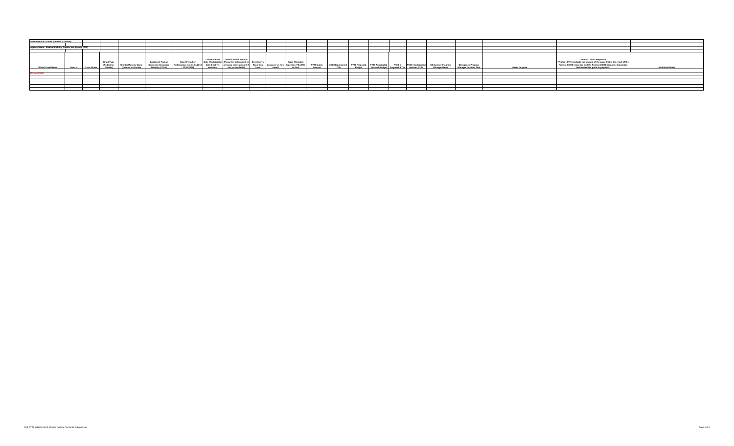Attachment III: Grants (Federal & Private)

Agency Name: Medical Liability Captive Ins Agency (RJ0)

| Official Grant Name | Grant # | Grant Phase | Grant Type (Federal or Private) | Grantor/Agency Name (Federal or Private) | Catalog of Federal Domestic Assistance Number (CFDA) | Grant Period of Performance (i.e. 01/01/2019 - 12/31/2021) | Official Award Date (Anticipated date if not yet available) | Official Award Amount (Please list anticipated or previous year's amount if not yet available) | One-time vs Recurring Grant | Carryover vs New Award | Grant Allowable Expenses: PS, NPS, or Both | FY23 Match Amount | MOE Requirement (Y/N) | FY23 Proposed Budget | FY23 Anticipated Revised Budget | FY23 # Proposed FTEs | FY23 # Anticipated Revised FTEs | DC Agency Program Manager Name | DC Agency Program Manager Position Title | Grant Purpose | Federal COVID Response (Yes/No - If Yes indicate the amount of the grant that is the result of the Federal COVID response and the Federal COVID response legislation that funded the grant or payment) | Additional Notes |
|---|---|---|---|---|---|---|---|---|---|---|---|---|---|---|---|---|---|---|---|---|---|---|
| Not Applicable | | | | | | | | | | | | | | | | | | | | | | |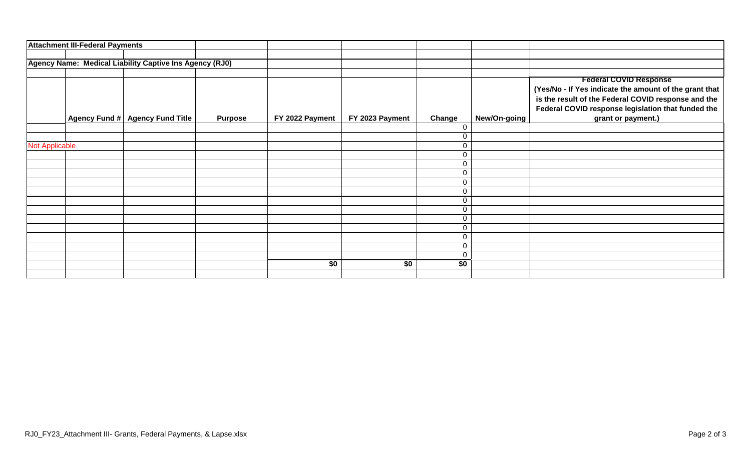**Attachment III-Federal Payments**

**Agency Name: Medical Liability Captive Ins Agency (RJ0)**

| | Agency Fund # | Agency Fund Title | Purpose | FY 2022 Payment | FY 2023 Payment | Change | New/On-going | Federal COVID Response (Yes/No - If Yes indicate the amount of the grant that is the result of the Federal COVID response and the Federal COVID response legislation that funded the grant or payment.) |
|---|---|---|---|---|---|---|---|---|
| | | | | | | 0 | | |
| | | | | | | 0 | | |
| Not Applicable | | | | | | 0 | | |
| | | | | | | 0 | | |
| | | | | | | 0 | | |
| | | | | | | 0 | | |
| | | | | | | 0 | | |
| | | | | | | 0 | | |
| | | | | | | 0 | | |
| | | | | | | 0 | | |
| | | | | | | 0 | | |
| | | | | | | 0 | | |
| | | | | | | 0 | | |
| | | | | | | 0 | | |
| | | | | | | 0 | | |
| | | | | **$0** | **$0** | **$0** | | |

RJ0_FY23_Attachment III- Grants, Federal Payments, & Lapse.xlsx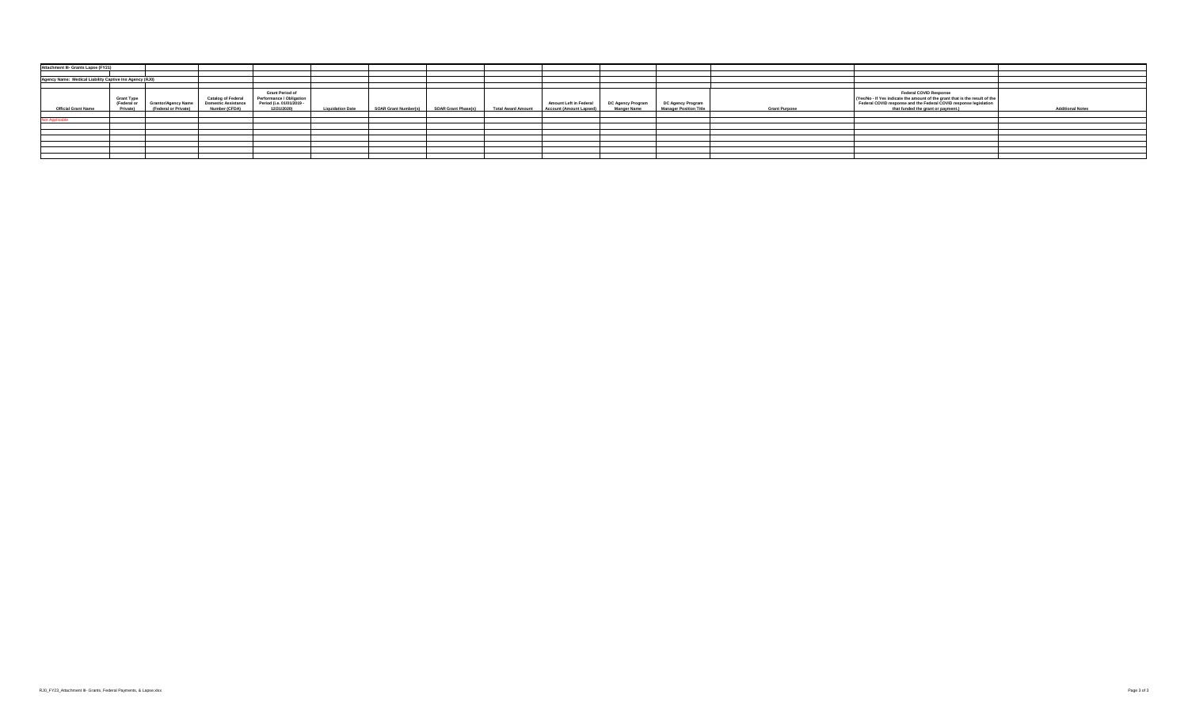Attachment III- Grants Lapse (FY21)

Agency Name: Medical Liability Captive Ins Agency (RJ0)

| Official Grant Name | Grant Type (Federal or Private) | Grantor/Agency Name (Federal or Private) | Catalog of Federal Domestic Assistance Number (CFDA) | Grant Period of Performance / Obligation Period (i.e. 01/01/2019 - 12/31/2020) | Liquidation Date | SOAR Grant Number(s) | SOAR Grant Phase(s) | Total Award Amount | Amount Left in Federal Account (Amount Lapsed) | DC Agency Program Manger Name | DC Agency Program Manager Position Title | Grant Purpose | Federal COVID Response (Yes/No - If Yes indicate the amount of the grant that is the result of the Federal COVID response and the Federal COVID response legislation that funded the grant or payment.) | Additional Notes |
|---|---|---|---|---|---|---|---|---|---|---|---|---|---|---|
| Not Applicable | | | | | | | | | | | | | | |